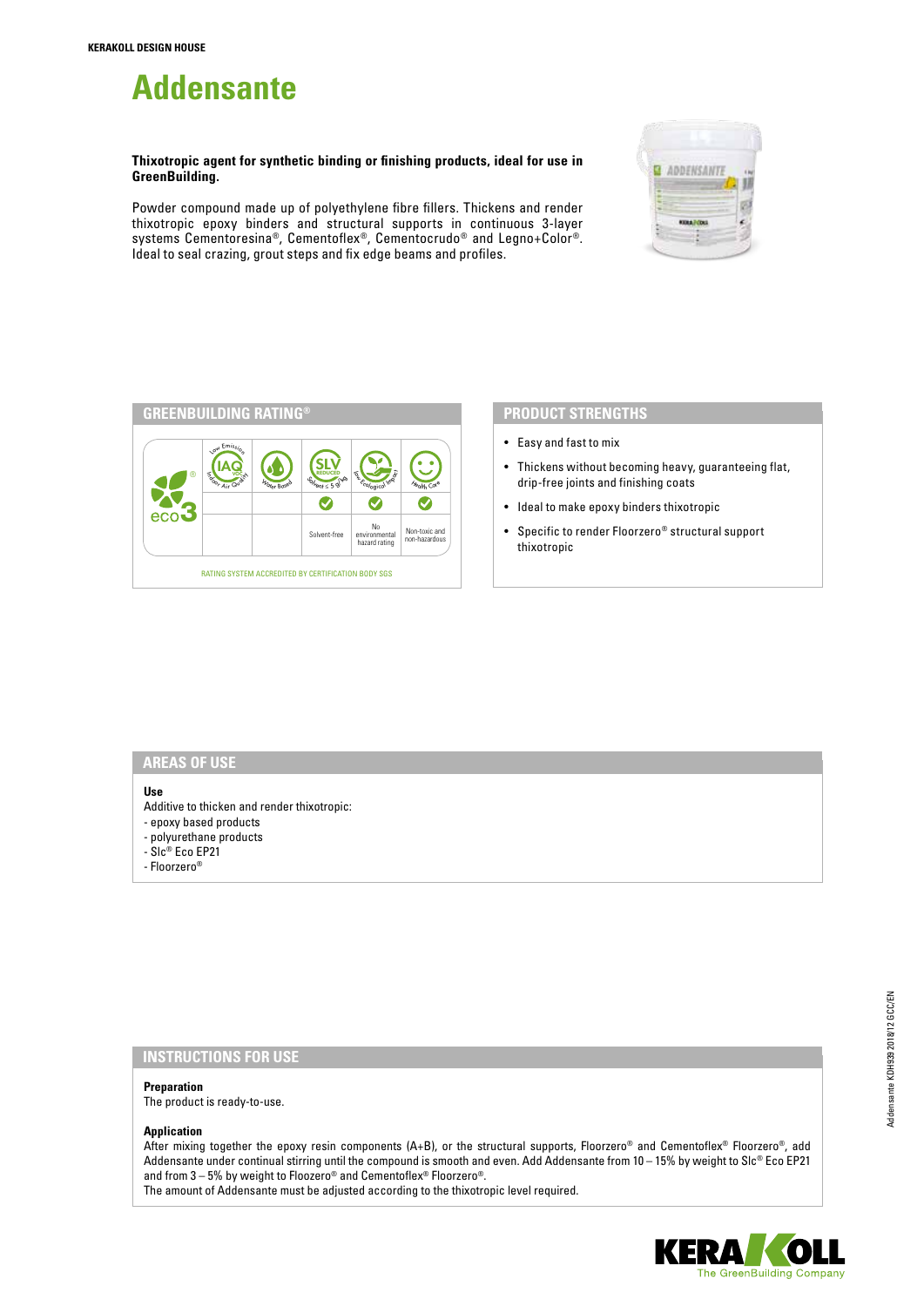KERAKOLL DESIGN HOUSE

# Addensante

**Thixotropic agent for synthetic binding or finishing products, ideal for use in GreenBuilding.**

Powder compound made up of polyethylene fibre fillers. Thickens and render thixotropic epoxy binders and structural supports in continuous 3-layer systems Cementoresina®, Cementoflex®, Cementocrudo® and Legno+Color®. Ideal to seal crazing, grout steps and fix edge beams and profiles.

## GREENBUILDING RATING®

| eco3 | Low Emission IAQ VOC Indoor Air Quality | Water Based | SLV Reduced Solvent ≤ 5 g/kg | Low Ecological Impact | Health Care |
|---|---|---|---|---|---|
| | | | ✓ | ✓ | ✓ |
| | | | Solvent-free | No environmental hazard rating | Non-toxic and non-hazardous |

RATING SYSTEM ACCREDITED BY CERTIFICATION BODY SGS

## PRODUCT STRENGTHS

- Easy and fast to mix
- Thickens without becoming heavy, guaranteeing flat, drip-free joints and finishing coats
- Ideal to make epoxy binders thixotropic
- Specific to render Floorzero® structural support thixotropic

## AREAS OF USE

**Use**

Additive to thicken and render thixotropic:
- epoxy based products
- polyurethane products
- Slc® Eco EP21
- Floorzero®

## INSTRUCTIONS FOR USE

**Preparation**

The product is ready-to-use.

**Application**

After mixing together the epoxy resin components (A+B), or the structural supports, Floorzero® and Cementoflex® Floorzero®, add Addensante under continual stirring until the compound is smooth and even. Add Addensante from 10 – 15% by weight to Slc® Eco EP21 and from 3 – 5% by weight to Floozero® and Cementoflex® Floorzero®.
The amount of Addensante must be adjusted according to the thixotropic level required.

Addensante KDH939 2018/12 GCC/EN

KERAKOLL The GreenBuilding Company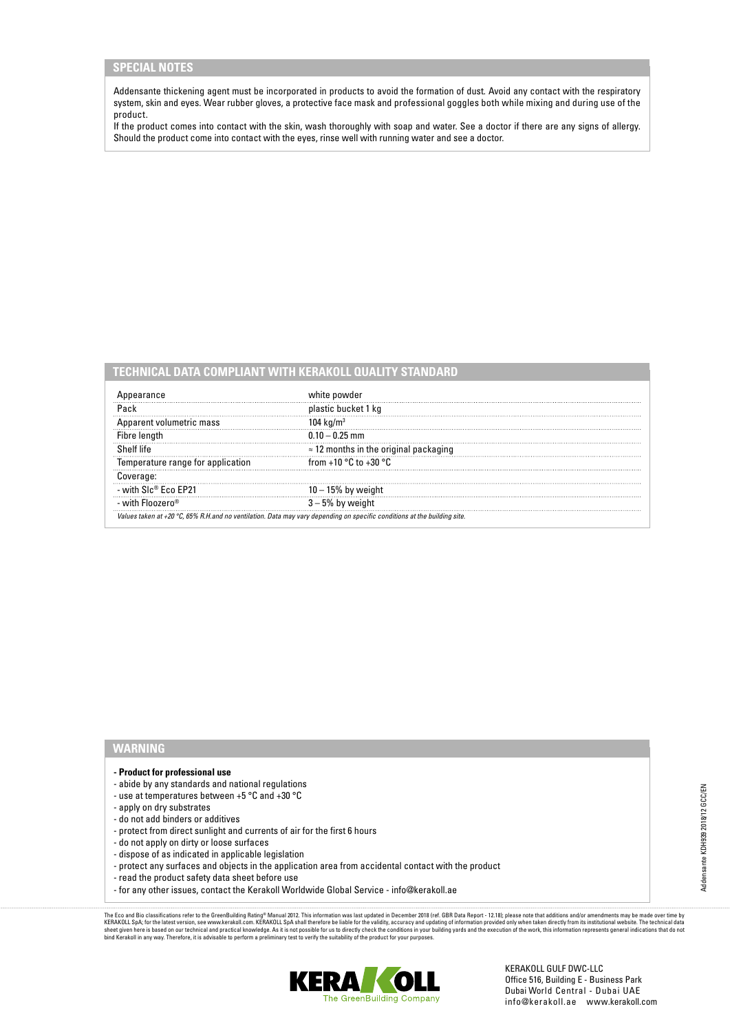## SPECIAL NOTES

Addensante thickening agent must be incorporated in products to avoid the formation of dust. Avoid any contact with the respiratory system, skin and eyes. Wear rubber gloves, a protective face mask and professional goggles both while mixing and during use of the product.
If the product comes into contact with the skin, wash thoroughly with soap and water. See a doctor if there are any signs of allergy. Should the product come into contact with the eyes, rinse well with running water and see a doctor.

## TECHNICAL DATA COMPLIANT WITH KERAKOLL QUALITY STANDARD

| | |
|---|---|
| Appearance | white powder |
| Pack | plastic bucket 1 kg |
| Apparent volumetric mass | 104 kg/m³ |
| Fibre length | 0.10 – 0.25 mm |
| Shelf life | ≈ 12 months in the original packaging |
| Temperature range for application | from +10 °C to +30 °C |
| Coverage: | |
| - with Slc® Eco EP21 | 10 – 15% by weight |
| - with Floozero® | 3 – 5% by weight |

*Values taken at +20 °C, 65% R.H.and no ventilation. Data may vary depending on specific conditions at the building site.*

## WARNING

- **Product for professional use**
- abide by any standards and national regulations
- use at temperatures between +5 °C and +30 °C
- apply on dry substrates
- do not add binders or additives
- protect from direct sunlight and currents of air for the first 6 hours
- do not apply on dirty or loose surfaces
- dispose of as indicated in applicable legislation
- protect any surfaces and objects in the application area from accidental contact with the product
- read the product safety data sheet before use
- for any other issues, contact the Kerakoll Worldwide Global Service - info@kerakoll.ae

The Eco and Bio classifications refer to the GreenBuilding Rating® Manual 2012. This information was last updated in December 2018 (ref. GBR Data Report - 12.18); please note that additions and/or amendments may be made over time by KERAKOLL SpA; for the latest version, see www.kerakoll.com. KERAKOLL SpA shall therefore be liable for the validity, accuracy and updating of information provided only when taken directly from its institutional website. The technical data sheet given here is based on our technical and practical knowledge. As it is not possible for us to directly check the conditions in your building yards and the execution of the work, this information represents general indications that do not bind Kerakoll in any way. Therefore, it is advisable to perform a preliminary test to verify the suitability of the product for your purposes.

Addensante KDH939 2018/12 GCC/EN

KERAKOLL The GreenBuilding Company

KERAKOLL GULF DWC-LLC
Office 516, Building E - Business Park
Dubai World Central - Dubai UAE
info@kerakoll.ae www.kerakoll.com